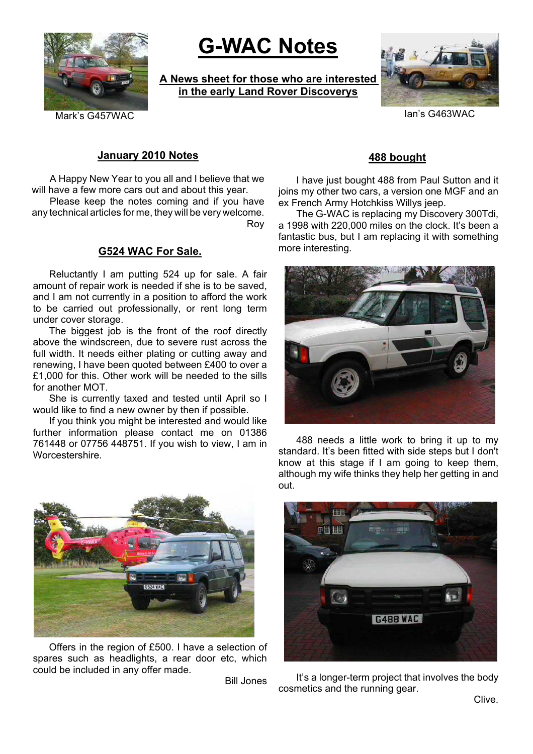# G-WAC Notes

**A News sheet for those who are interested in the early Land Rover Discoverys**

Mark's G457WAC

Ian's G463WAC

## January 2010 Notes

A Happy New Year to you all and I believe that we will have a few more cars out and about this year.

Please keep the notes coming and if you have any technical articles for me, they will be very welcome.

Roy

## G524 WAC For Sale.

Reluctantly I am putting 524 up for sale. A fair amount of repair work is needed if she is to be saved, and I am not currently in a position to afford the work to be carried out professionally, or rent long term under cover storage.

The biggest job is the front of the roof directly above the windscreen, due to severe rust across the full width. It needs either plating or cutting away and renewing, I have been quoted between £400 to over a £1,000 for this. Other work will be needed to the sills for another MOT.

She is currently taxed and tested until April so I would like to find a new owner by then if possible.

If you think you might be interested and would like further information please contact me on 01386 761448 or 07756 448751. If you wish to view, I am in Worcestershire.

Offers in the region of £500. I have a selection of spares such as headlights, a rear door etc, which could be included in any offer made.

Bill Jones

## 488 bought

I have just bought 488 from Paul Sutton and it joins my other two cars, a version one MGF and an ex French Army Hotchkiss Willys jeep.

The G-WAC is replacing my Discovery 300Tdi, a 1998 with 220,000 miles on the clock. It's been a fantastic bus, but I am replacing it with something more interesting.

488 needs a little work to bring it up to my standard. It's been fitted with side steps but I don't know at this stage if I am going to keep them, although my wife thinks they help her getting in and out.

It's a longer-term project that involves the body cosmetics and the running gear.

Clive.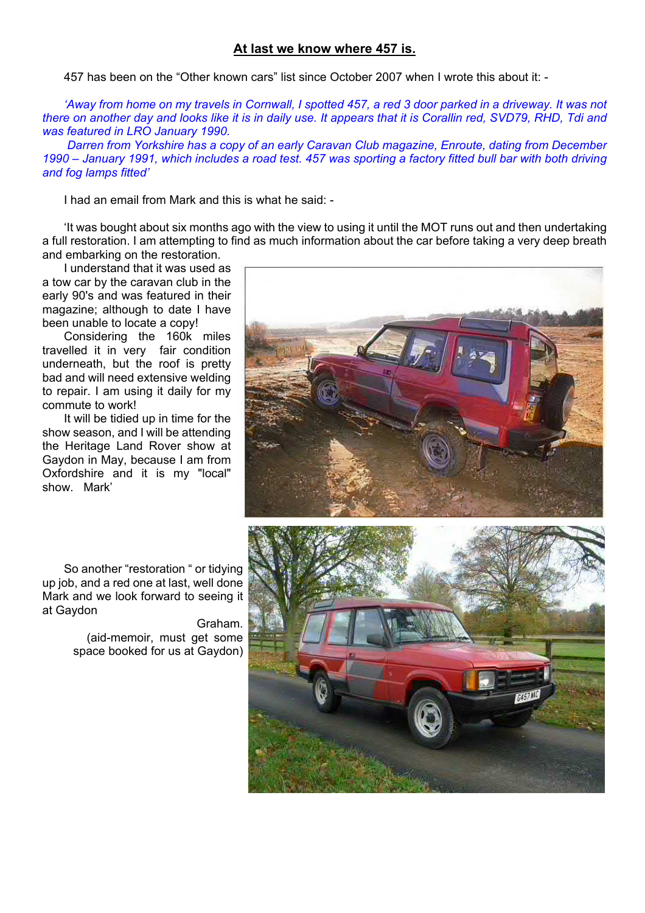# At last we know where 457 is.

457 has been on the "Other known cars" list since October 2007 when I wrote this about it: -

*'Away from home on my travels in Cornwall, I spotted 457, a red 3 door parked in a driveway. It was not there on another day and looks like it is in daily use. It appears that it is Corallin red, SVD79, RHD, Tdi and was featured in LRO January 1990.*

*Darren from Yorkshire has a copy of an early Caravan Club magazine, Enroute, dating from December 1990 – January 1991, which includes a road test. 457 was sporting a factory fitted bull bar with both driving and fog lamps fitted'*

I had an email from Mark and this is what he said: -

'It was bought about six months ago with the view to using it until the MOT runs out and then undertaking a full restoration. I am attempting to find as much information about the car before taking a very deep breath and embarking on the restoration.

I understand that it was used as a tow car by the caravan club in the early 90's and was featured in their magazine; although to date I have been unable to locate a copy!

Considering the 160k miles travelled it in very fair condition underneath, but the roof is pretty bad and will need extensive welding to repair. I am using it daily for my commute to work!

It will be tidied up in time for the show season, and I will be attending the Heritage Land Rover show at Gaydon in May, because I am from Oxfordshire and it is my "local" show. Mark'

So another "restoration " or tidying up job, and a red one at last, well done Mark and we look forward to seeing it at Gaydon

Graham.

(aid-memoir, must get some space booked for us at Gaydon)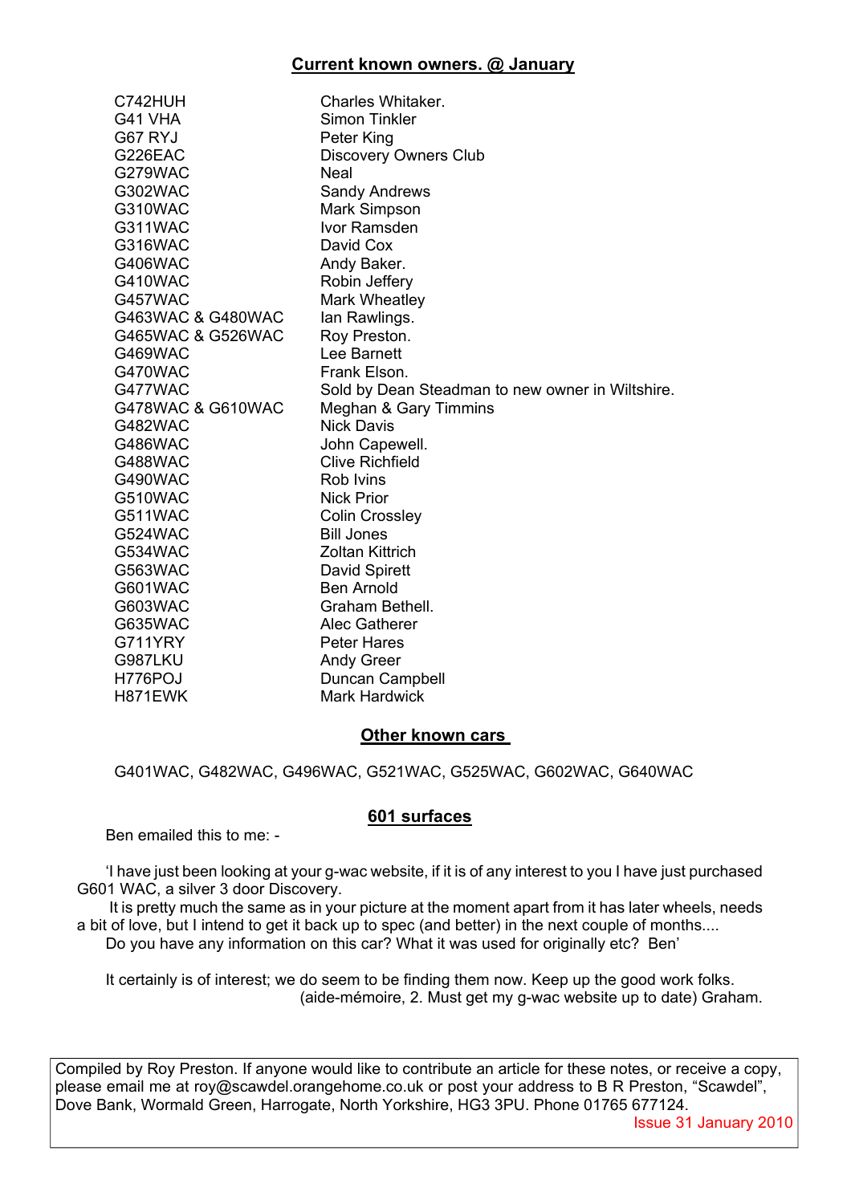## Current known owners. @ January

| | |
|---|---|
| C742HUH | Charles Whitaker. |
| G41 VHA | Simon Tinkler |
| G67 RYJ | Peter King |
| G226EAC | Discovery Owners Club |
| G279WAC | Neal |
| G302WAC | Sandy Andrews |
| G310WAC | Mark Simpson |
| G311WAC | Ivor Ramsden |
| G316WAC | David Cox |
| G406WAC | Andy Baker. |
| G410WAC | Robin Jeffery |
| G457WAC | Mark Wheatley |
| G463WAC & G480WAC | Ian Rawlings. |
| G465WAC & G526WAC | Roy Preston. |
| G469WAC | Lee Barnett |
| G470WAC | Frank Elson. |
| G477WAC | Sold by Dean Steadman to new owner in Wiltshire. |
| G478WAC & G610WAC | Meghan & Gary Timmins |
| G482WAC | Nick Davis |
| G486WAC | John Capewell. |
| G488WAC | Clive Richfield |
| G490WAC | Rob Ivins |
| G510WAC | Nick Prior |
| G511WAC | Colin Crossley |
| G524WAC | Bill Jones |
| G534WAC | Zoltan Kittrich |
| G563WAC | David Spirett |
| G601WAC | Ben Arnold |
| G603WAC | Graham Bethell. |
| G635WAC | Alec Gatherer |
| G711YRY | Peter Hares |
| G987LKU | Andy Greer |
| H776POJ | Duncan Campbell |
| H871EWK | Mark Hardwick |

## Other known cars

G401WAC, G482WAC, G496WAC, G521WAC, G525WAC, G602WAC, G640WAC

## 601 surfaces

Ben emailed this to me: -

'I have just been looking at your g-wac website, if it is of any interest to you I have just purchased G601 WAC, a silver 3 door Discovery.

It is pretty much the same as in your picture at the moment apart from it has later wheels, needs a bit of love, but I intend to get it back up to spec (and better) in the next couple of months....

Do you have any information on this car? What it was used for originally etc? Ben'

It certainly is of interest; we do seem to be finding them now. Keep up the good work folks.

(aide-mémoire, 2. Must get my g-wac website up to date) Graham.

Compiled by Roy Preston. If anyone would like to contribute an article for these notes, or receive a copy, please email me at roy@scawdel.orangehome.co.uk or post your address to B R Preston, "Scawdel", Dove Bank, Wormald Green, Harrogate, North Yorkshire, HG3 3PU. Phone 01765 677124.

Issue 31 January 2010